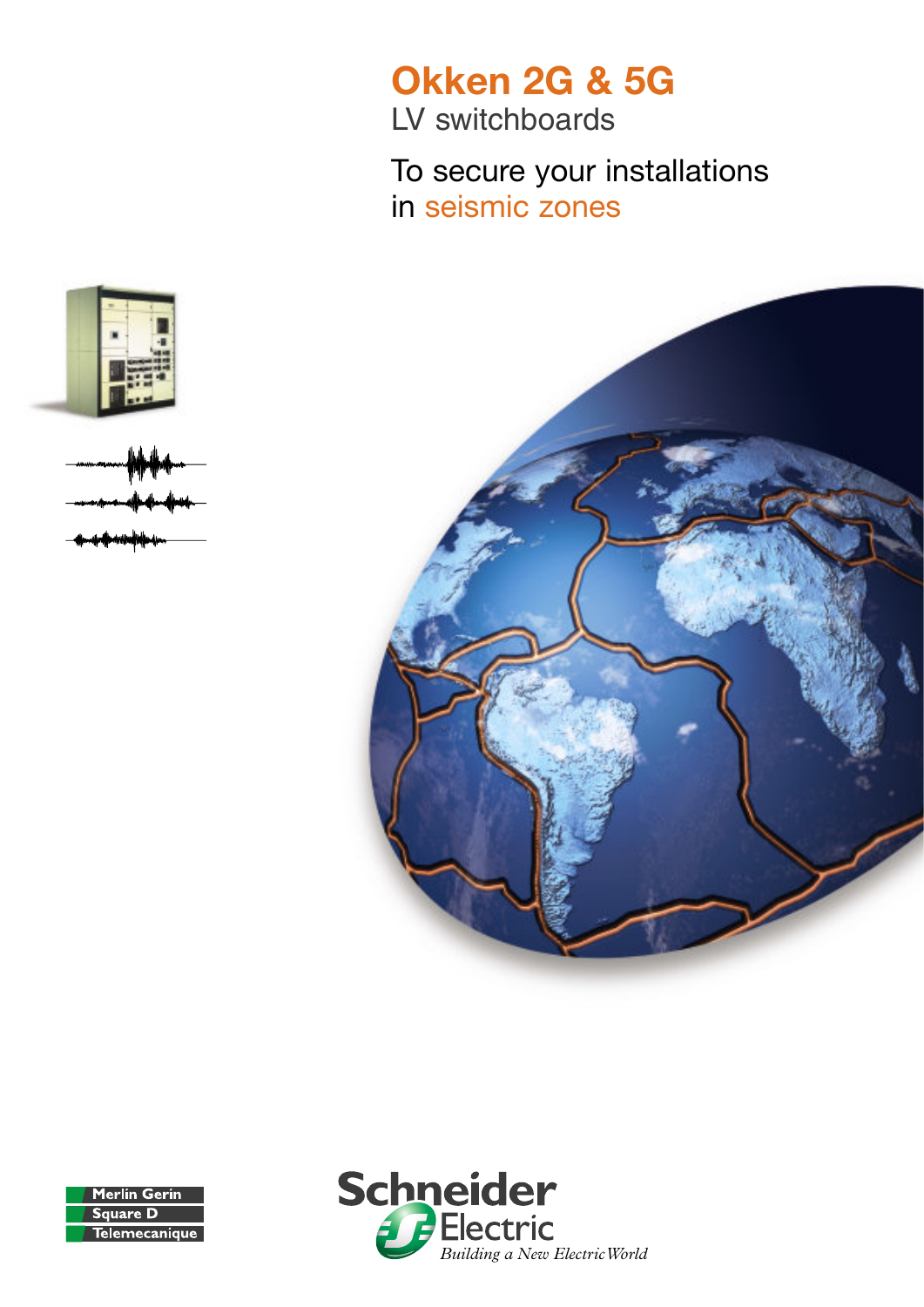# Okken 2G & 5G

LV switchboards

## To secure your installations in seismic zones

Merlin Gerin
Square D
Telemecanique

Schneider Electric
*Building a New Electric World*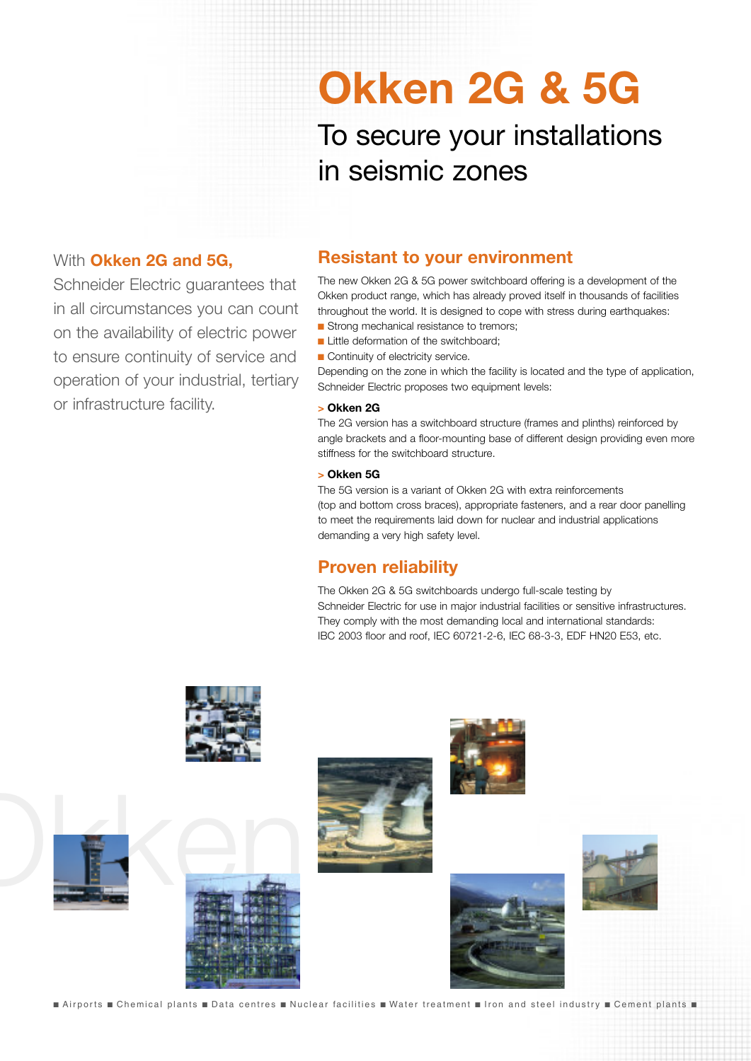# Okken 2G & 5G

## To secure your installations in seismic zones

With **Okken 2G and 5G,** Schneider Electric guarantees that in all circumstances you can count on the availability of electric power to ensure continuity of service and operation of your industrial, tertiary or infrastructure facility.

## Resistant to your environment

The new Okken 2G & 5G power switchboard offering is a development of the Okken product range, which has already proved itself in thousands of facilities throughout the world. It is designed to cope with stress during earthquakes:

- Strong mechanical resistance to tremors;
- Little deformation of the switchboard;
- Continuity of electricity service.

Depending on the zone in which the facility is located and the type of application, Schneider Electric proposes two equipment levels:

### > Okken 2G

The 2G version has a switchboard structure (frames and plinths) reinforced by angle brackets and a floor-mounting base of different design providing even more stiffness for the switchboard structure.

### > Okken 5G

The 5G version is a variant of Okken 2G with extra reinforcements (top and bottom cross braces), appropriate fasteners, and a rear door panelling to meet the requirements laid down for nuclear and industrial applications demanding a very high safety level.

## Proven reliability

The Okken 2G & 5G switchboards undergo full-scale testing by Schneider Electric for use in major industrial facilities or sensitive infrastructures. They comply with the most demanding local and international standards: IBC 2003 floor and roof, IEC 60721-2-6, IEC 68-3-3, EDF HN20 E53, etc.

■ Airports ■ Chemical plants ■ Data centres ■ Nuclear facilities ■ Water treatment ■ Iron and steel industry ■ Cement plants ■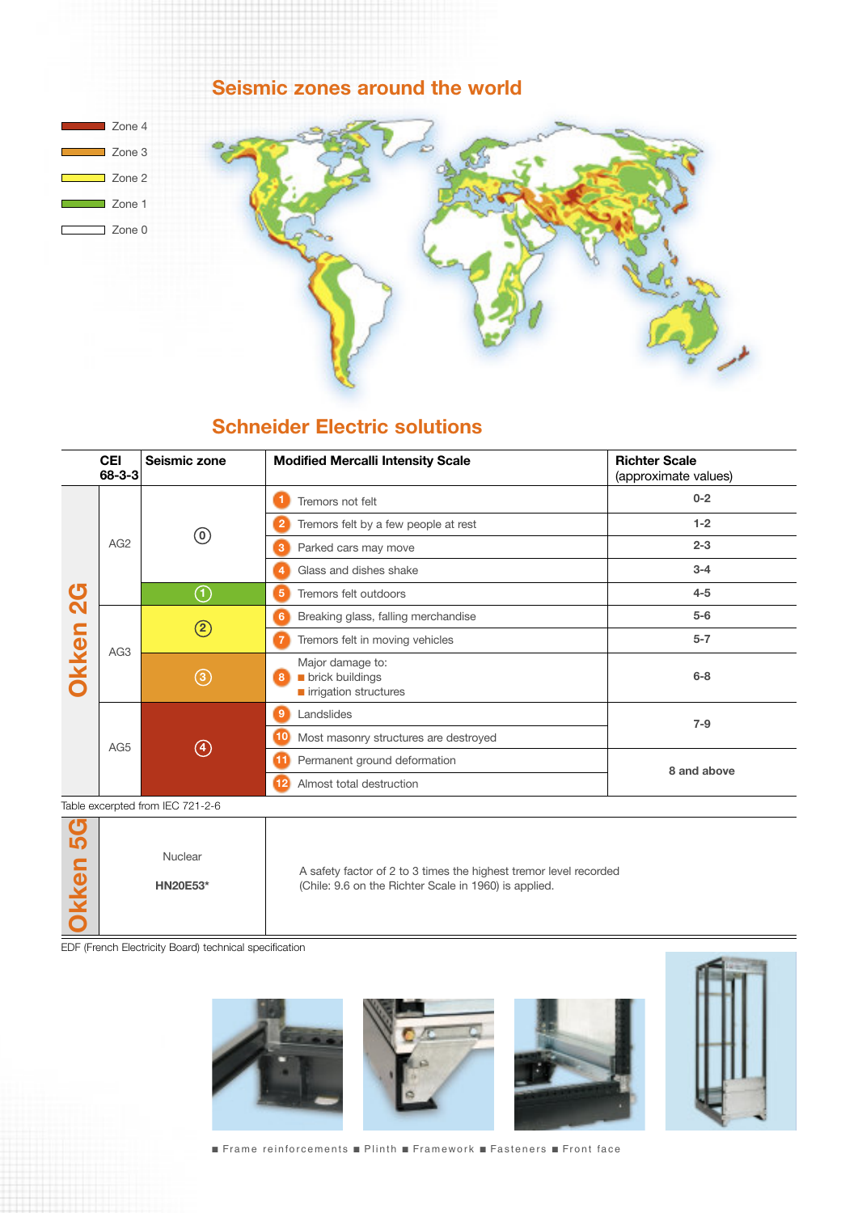## Seismic zones around the world

- Zone 4
- Zone 3
- Zone 2
- Zone 1
- Zone 0

## Schneider Electric solutions

| | CEI 68-3-3 | Seismic zone | Modified Mercalli Intensity Scale | Richter Scale (approximate values) |
|---|---|---|---|---|
| Okken 2G | AG2 | 0 | 1 Tremors not felt | 0-2 |
| | | | 2 Tremors felt by a few people at rest | 1-2 |
| | | | 3 Parked cars may move | 2-3 |
| | | | 4 Glass and dishes shake | 3-4 |
| | | 1 | 5 Tremors felt outdoors | 4-5 |
| | AG3 | 2 | 6 Breaking glass, falling merchandise | 5-6 |
| | | | 7 Tremors felt in moving vehicles | 5-7 |
| | | 3 | 8 Major damage to: ■ brick buildings ■ irrigation structures | 6-8 |
| | AG5 | 4 | 9 Landslides | 7-9 |
| | | | 10 Most masonry structures are destroyed | |
| | | | 11 Permanent ground deformation | 8 and above |
| | | | 12 Almost total destruction | |

Table excerpted from IEC 721-2-6

| | | |
|---|---|---|
| Okken 5G | Nuclear **HN20E53*** | A safety factor of 2 to 3 times the highest tremor level recorded (Chile: 9.6 on the Richter Scale in 1960) is applied. |

EDF (French Electricity Board) technical specification

■ Frame reinforcements ■ Plinth ■ Framework ■ Fasteners ■ Front face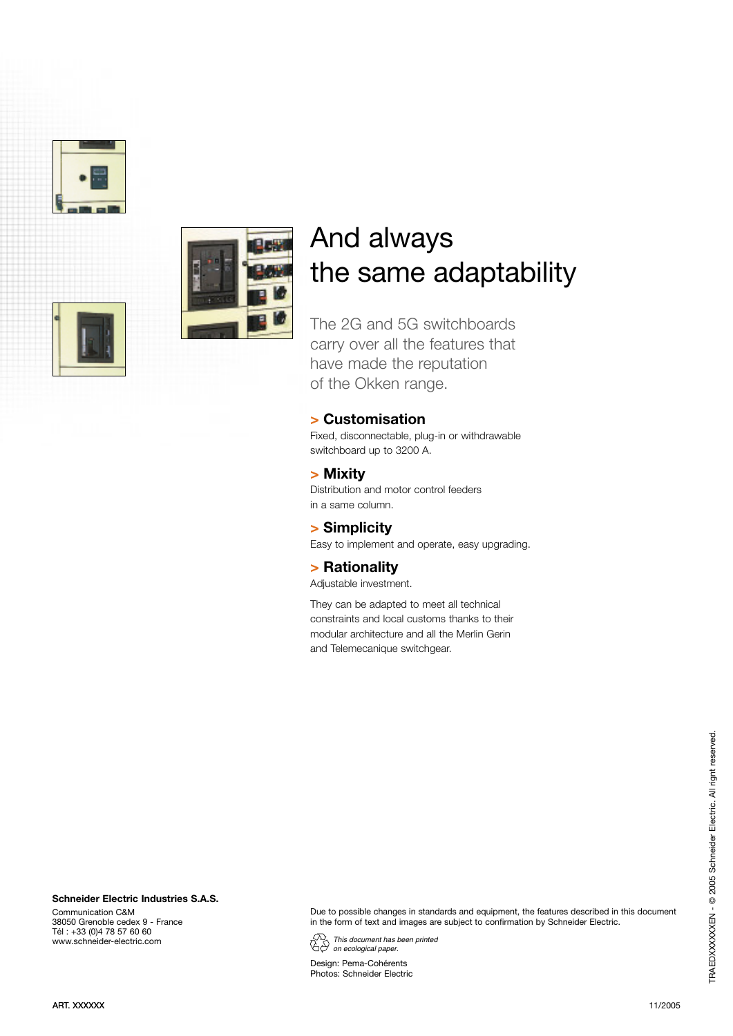# And always the same adaptability

The 2G and 5G switchboards carry over all the features that have made the reputation of the Okken range.

## > Customisation

Fixed, disconnectable, plug-in or withdrawable switchboard up to 3200 A.

## > Mixity

Distribution and motor control feeders in a same column.

## > Simplicity

Easy to implement and operate, easy upgrading.

## > Rationality

Adjustable investment.

They can be adapted to meet all technical constraints and local customs thanks to their modular architecture and all the Merlin Gerin and Telemecanique switchgear.

**Schneider Electric Industries S.A.S.**

Communication C&M
38050 Grenoble cedex 9 - France
Tél : +33 (0)4 78 57 60 60
www.schneider-electric.com

Due to possible changes in standards and equipment, the features described in this document in the form of text and images are subject to confirmation by Schneider Electric.

*This document has been printed on ecological paper.*

Design: Pema-Cohérents
Photos: Schneider Electric

TRAEDXXXXXXEN - © 2005 Schneider Electric. All right reserved.

ART. XXXXXX

11/2005